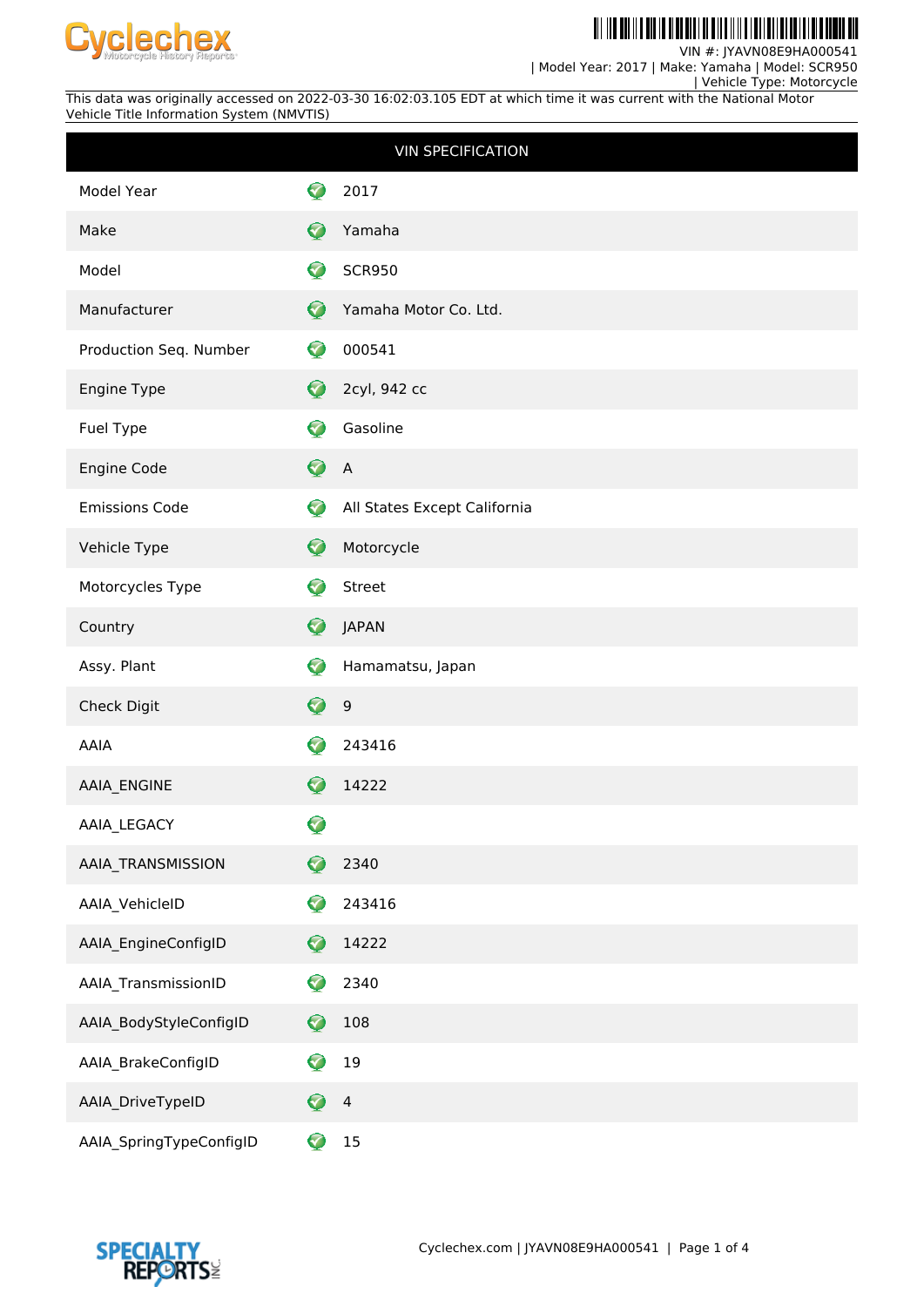Cyclechex
Motorcycle History Reports

VIN #: JYAVN08E9HA000541
| Model Year: 2017 | Make: Yamaha | Model: SCR950
| Vehicle Type: Motorcycle

This data was originally accessed on 2022-03-30 16:02:03.105 EDT at which time it was current with the National Motor Vehicle Title Information System (NMVTIS)

| VIN SPECIFICATION | |
|---|---|
| Model Year | 2017 |
| Make | Yamaha |
| Model | SCR950 |
| Manufacturer | Yamaha Motor Co. Ltd. |
| Production Seq. Number | 000541 |
| Engine Type | 2cyl, 942 cc |
| Fuel Type | Gasoline |
| Engine Code | A |
| Emissions Code | All States Except California |
| Vehicle Type | Motorcycle |
| Motorcycles Type | Street |
| Country | JAPAN |
| Assy. Plant | Hamamatsu, Japan |
| Check Digit | 9 |
| AAIA | 243416 |
| AAIA_ENGINE | 14222 |
| AAIA_LEGACY | |
| AAIA_TRANSMISSION | 2340 |
| AAIA_VehicleID | 243416 |
| AAIA_EngineConfigID | 14222 |
| AAIA_TransmissionID | 2340 |
| AAIA_BodyStyleConfigID | 108 |
| AAIA_BrakeConfigID | 19 |
| AAIA_DriveTypeID | 4 |
| AAIA_SpringTypeConfigID | 15 |

SPECIALTY REPORTS INC.

Cyclechex.com | JYAVN08E9HA000541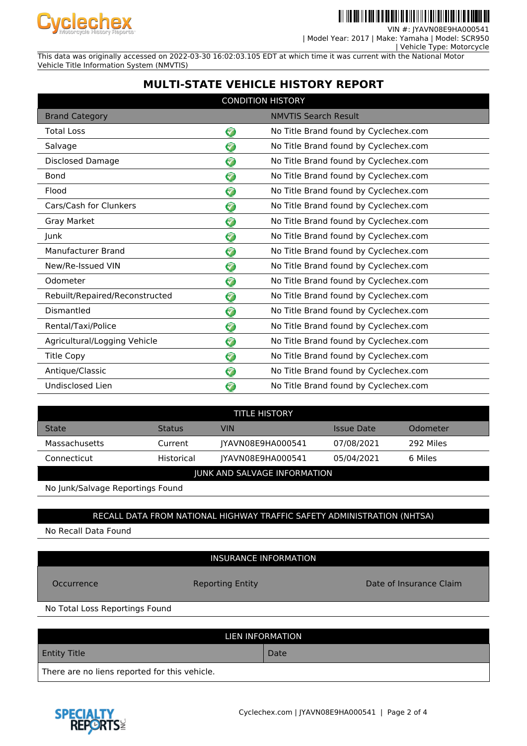VIN #: JYAVN08E9HA000541
| Model Year: 2017 | Make: Yamaha | Model: SCR950
| Vehicle Type: Motorcycle

This data was originally accessed on 2022-03-30 16:02:03.105 EDT at which time it was current with the National Motor Vehicle Title Information System (NMVTIS)

# MULTI-STATE VEHICLE HISTORY REPORT

## CONDITION HISTORY

| Brand Category | | NMVTIS Search Result |
|---|---|---|
| Total Loss | ✓ | No Title Brand found by Cyclechex.com |
| Salvage | ✓ | No Title Brand found by Cyclechex.com |
| Disclosed Damage | ✓ | No Title Brand found by Cyclechex.com |
| Bond | ✓ | No Title Brand found by Cyclechex.com |
| Flood | ✓ | No Title Brand found by Cyclechex.com |
| Cars/Cash for Clunkers | ✓ | No Title Brand found by Cyclechex.com |
| Gray Market | ✓ | No Title Brand found by Cyclechex.com |
| Junk | ✓ | No Title Brand found by Cyclechex.com |
| Manufacturer Brand | ✓ | No Title Brand found by Cyclechex.com |
| New/Re-Issued VIN | ✓ | No Title Brand found by Cyclechex.com |
| Odometer | ✓ | No Title Brand found by Cyclechex.com |
| Rebuilt/Repaired/Reconstructed | ✓ | No Title Brand found by Cyclechex.com |
| Dismantled | ✓ | No Title Brand found by Cyclechex.com |
| Rental/Taxi/Police | ✓ | No Title Brand found by Cyclechex.com |
| Agricultural/Logging Vehicle | ✓ | No Title Brand found by Cyclechex.com |
| Title Copy | ✓ | No Title Brand found by Cyclechex.com |
| Antique/Classic | ✓ | No Title Brand found by Cyclechex.com |
| Undisclosed Lien | ✓ | No Title Brand found by Cyclechex.com |

## TITLE HISTORY

| State | Status | VIN | Issue Date | Odometer |
|---|---|---|---|---|
| Massachusetts | Current | JYAVN08E9HA000541 | 07/08/2021 | 292 Miles |
| Connecticut | Historical | JYAVN08E9HA000541 | 05/04/2021 | 6 Miles |

## JUNK AND SALVAGE INFORMATION

No Junk/Salvage Reportings Found

## RECALL DATA FROM NATIONAL HIGHWAY TRAFFIC SAFETY ADMINISTRATION (NHTSA)

No Recall Data Found

## INSURANCE INFORMATION

| Occurrence | Reporting Entity | Date of Insurance Claim |
|---|---|---|

No Total Loss Reportings Found

## LIEN INFORMATION

| Entity Title | Date |
|---|---|
| There are no liens reported for this vehicle. | |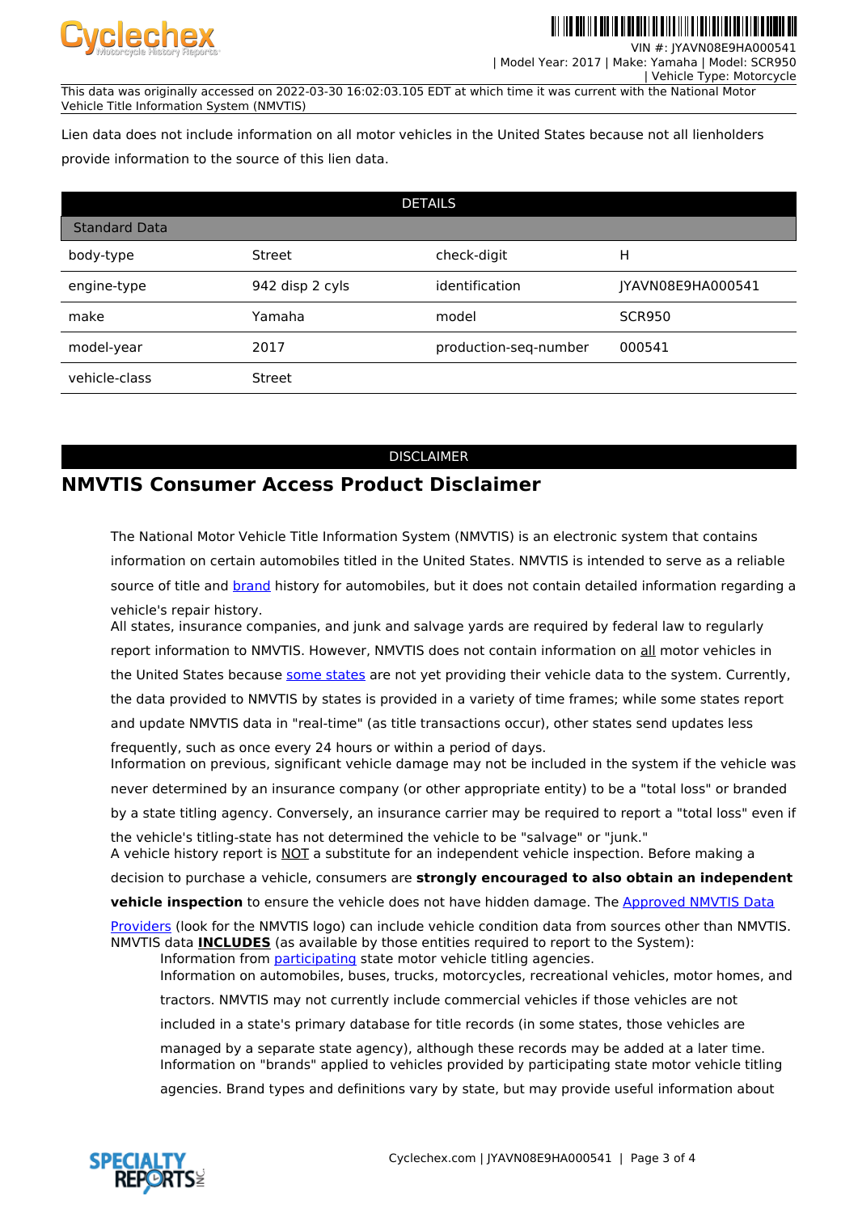This data was originally accessed on 2022-03-30 16:02:03.105 EDT at which time it was current with the National Motor Vehicle Title Information System (NMVTIS)

Lien data does not include information on all motor vehicles in the United States because not all lienholders provide information to the source of this lien data.

## DETAILS

**Standard Data**

| | | | |
|---|---|---|---|
| body-type | Street | check-digit | H |
| engine-type | 942 disp 2 cyls | identification | JYAVN08E9HA000541 |
| make | Yamaha | model | SCR950 |
| model-year | 2017 | production-seq-number | 000541 |
| vehicle-class | Street | | |

## DISCLAIMER

## NMVTIS Consumer Access Product Disclaimer

The National Motor Vehicle Title Information System (NMVTIS) is an electronic system that contains information on certain automobiles titled in the United States. NMVTIS is intended to serve as a reliable source of title and brand history for automobiles, but it does not contain detailed information regarding a vehicle's repair history.

All states, insurance companies, and junk and salvage yards are required by federal law to regularly report information to NMVTIS. However, NMVTIS does not contain information on all motor vehicles in the United States because some states are not yet providing their vehicle data to the system. Currently, the data provided to NMVTIS by states is provided in a variety of time frames; while some states report and update NMVTIS data in "real-time" (as title transactions occur), other states send updates less frequently, such as once every 24 hours or within a period of days.

Information on previous, significant vehicle damage may not be included in the system if the vehicle was never determined by an insurance company (or other appropriate entity) to be a "total loss" or branded by a state titling agency. Conversely, an insurance carrier may be required to report a "total loss" even if the vehicle's titling-state has not determined the vehicle to be "salvage" or "junk."

A vehicle history report is NOT a substitute for an independent vehicle inspection. Before making a decision to purchase a vehicle, consumers are **strongly encouraged to also obtain an independent vehicle inspection** to ensure the vehicle does not have hidden damage. The Approved NMVTIS Data Providers (look for the NMVTIS logo) can include vehicle condition data from sources other than NMVTIS.

NMVTIS data **INCLUDES** (as available by those entities required to report to the System):

- Information from participating state motor vehicle titling agencies.
- Information on automobiles, buses, trucks, motorcycles, recreational vehicles, motor homes, and tractors. NMVTIS may not currently include commercial vehicles if those vehicles are not included in a state's primary database for title records (in some states, those vehicles are managed by a separate state agency), although these records may be added at a later time.
- Information on "brands" applied to vehicles provided by participating state motor vehicle titling agencies. Brand types and definitions vary by state, but may provide useful information about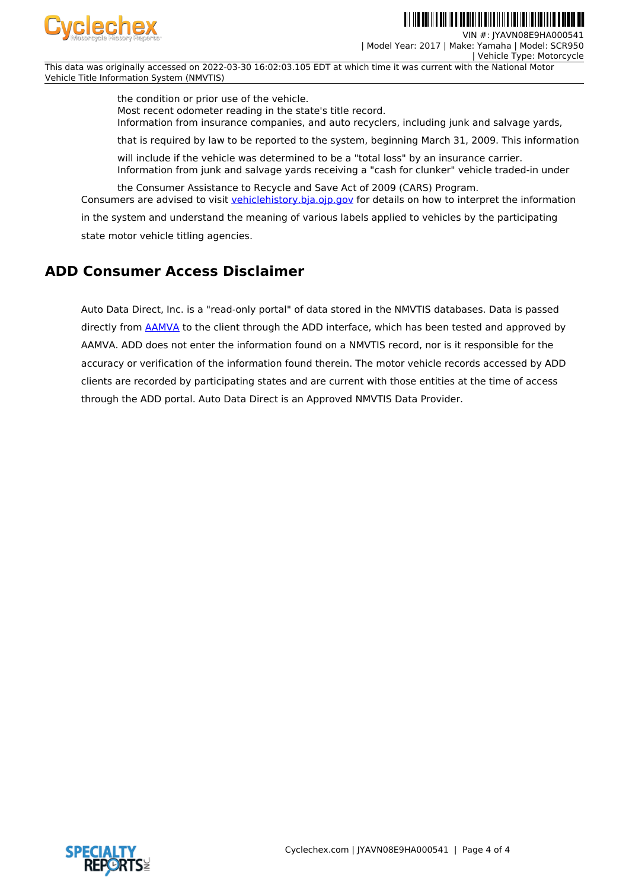the condition or prior use of the vehicle.
Most recent odometer reading in the state's title record.
Information from insurance companies, and auto recyclers, including junk and salvage yards, that is required by law to be reported to the system, beginning March 31, 2009. This information will include if the vehicle was determined to be a "total loss" by an insurance carrier.
Information from junk and salvage yards receiving a "cash for clunker" vehicle traded-in under the Consumer Assistance to Recycle and Save Act of 2009 (CARS) Program.

Consumers are advised to visit vehiclehistory.bja.ojp.gov for details on how to interpret the information in the system and understand the meaning of various labels applied to vehicles by the participating state motor vehicle titling agencies.

## ADD Consumer Access Disclaimer

Auto Data Direct, Inc. is a "read-only portal" of data stored in the NMVTIS databases. Data is passed directly from AAMVA to the client through the ADD interface, which has been tested and approved by AAMVA. ADD does not enter the information found on a NMVTIS record, nor is it responsible for the accuracy or verification of the information found therein. The motor vehicle records accessed by ADD clients are recorded by participating states and are current with those entities at the time of access through the ADD portal. Auto Data Direct is an Approved NMVTIS Data Provider.